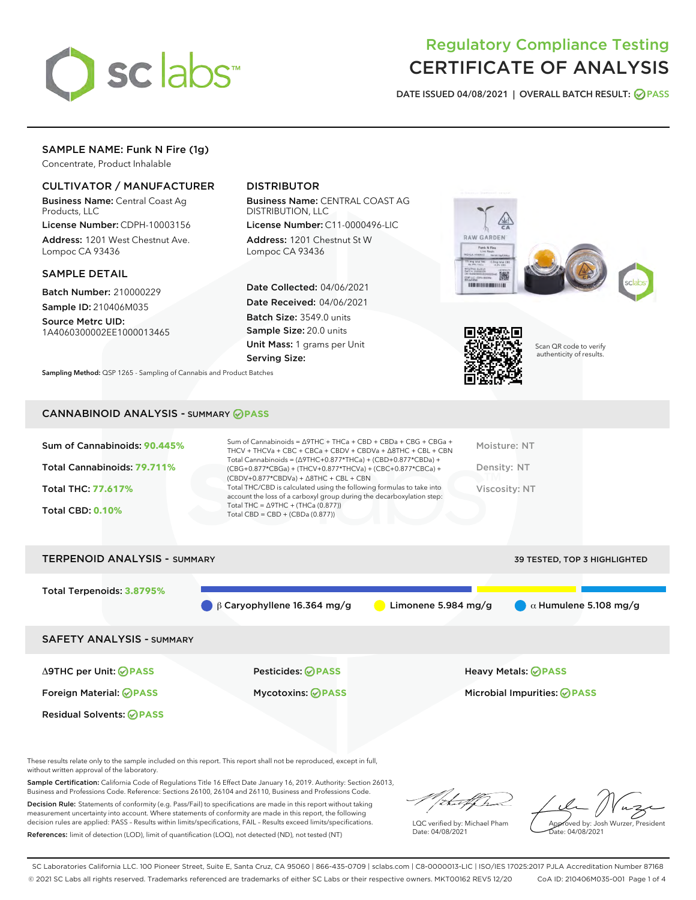# Regulatory Compliance Testing
# CERTIFICATE OF ANALYSIS

DATE ISSUED 04/08/2021 | OVERALL BATCH RESULT: PASS

## SAMPLE NAME: Funk N Fire (1g)

Concentrate, Product Inhalable

### CULTIVATOR / MANUFACTURER

**Business Name:** Central Coast Ag Products, LLC
**License Number:** CDPH-10003156
**Address:** 1201 West Chestnut Ave. Lompoc CA 93436

### DISTRIBUTOR

**Business Name:** CENTRAL COAST AG DISTRIBUTION, LLC
**License Number:** C11-0000496-LIC
**Address:** 1201 Chestnut St W Lompoc CA 93436

### SAMPLE DETAIL

**Batch Number:** 210000229
**Sample ID:** 210406M035
**Source Metrc UID:** 1A4060300002EE1000013465

**Date Collected:** 04/06/2021
**Date Received:** 04/06/2021
**Batch Size:** 3549.0 units
**Sample Size:** 20.0 units
**Unit Mass:** 1 grams per Unit
**Serving Size:**

Scan QR code to verify authenticity of results.

**Sampling Method:** QSP 1265 - Sampling of Cannabis and Product Batches

## CANNABINOID ANALYSIS - SUMMARY PASS

**Sum of Cannabinoids: 90.445%**
**Total Cannabinoids: 79.711%**
**Total THC: 77.617%**
**Total CBD: 0.10%**

Sum of Cannabinoids = Δ9THC + THCa + CBD + CBDa + CBG + CBGa + THCV + THCVa + CBC + CBCa + CBDV + CBDVa + Δ8THC + CBL + CBN
Total Cannabinoids = (Δ9THC+0.877*THCa) + (CBD+0.877*CBDa) + (CBG+0.877*CBGa) + (THCV+0.877*THCVa) + (CBC+0.877*CBCa) + (CBDV+0.877*CBDVa) + Δ8THC + CBL + CBN
Total THC/CBD is calculated using the following formulas to take into account the loss of a carboxyl group during the decarboxylation step:
Total THC = Δ9THC + (THCa (0.877))
Total CBD = CBD + (CBDa (0.877))

Moisture: NT
Density: NT
Viscosity: NT

## TERPENOID ANALYSIS - SUMMARY

39 TESTED, TOP 3 HIGHLIGHTED

**Total Terpenoids: 3.8795%**

β Caryophyllene 16.364 mg/g | Limonene 5.984 mg/g | α Humulene 5.108 mg/g

## SAFETY ANALYSIS - SUMMARY

Δ9THC per Unit: PASS
Pesticides: PASS
Heavy Metals: PASS
Foreign Material: PASS
Mycotoxins: PASS
Microbial Impurities: PASS
Residual Solvents: PASS

These results relate only to the sample included on this report. This report shall not be reproduced, except in full, without written approval of the laboratory.

**Sample Certification:** California Code of Regulations Title 16 Effect Date January 16, 2019. Authority: Section 26013, Business and Professions Code. Reference: Sections 26100, 26104 and 26110, Business and Professions Code.

**Decision Rule:** Statements of conformity (e.g. Pass/Fail) to specifications are made in this report without taking measurement uncertainty into account. Where statements of conformity are made in this report, the following decision rules are applied: PASS – Results within limits/specifications, FAIL – Results exceed limits/specifications.

**References:** limit of detection (LOD), limit of quantification (LOQ), not detected (ND), not tested (NT)

LQC verified by: Michael Pham
Date: 04/08/2021

Approved by: Josh Wurzer, President
Date: 04/08/2021

SC Laboratories California LLC. 100 Pioneer Street, Suite E, Santa Cruz, CA 95060 | 866-435-0709 | sclabs.com | C8-0000013-LIC | ISO/IES 17025:2017 PJLA Accreditation Number 87168
© 2021 SC Labs all rights reserved. Trademarks referenced are trademarks of either SC Labs or their respective owners. MKT00162 REV5 12/20 CoA ID: 210406M035-001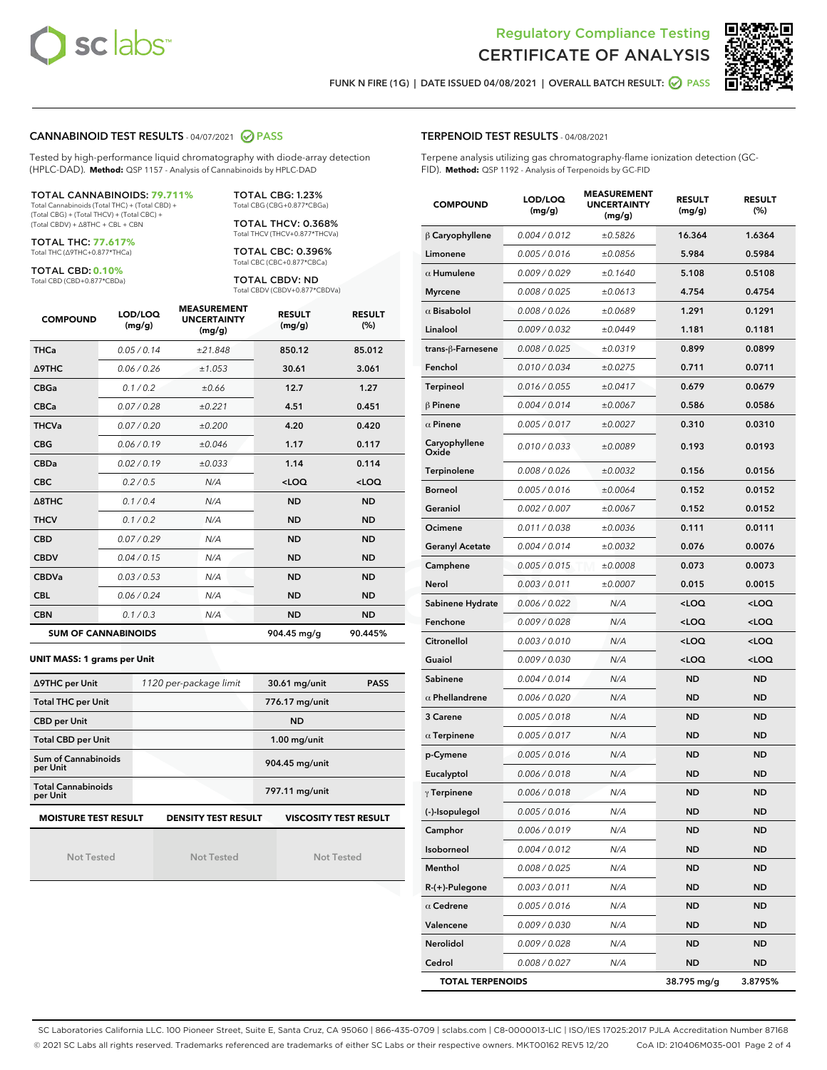# Regulatory Compliance Testing
# CERTIFICATE OF ANALYSIS

FUNK N FIRE (1G) | DATE ISSUED 04/08/2021 | OVERALL BATCH RESULT: PASS

## CANNABINOID TEST RESULTS - 04/07/2021 PASS

Tested by high-performance liquid chromatography with diode-array detection (HPLC-DAD). **Method:** QSP 1157 - Analysis of Cannabinoids by HPLC-DAD

**TOTAL CANNABINOIDS: 79.711%**
Total Cannabinoids (Total THC) + (Total CBD) + (Total CBG) + (Total THCV) + (Total CBC) + (Total CBDV) + Δ8THC + CBL + CBN

**TOTAL THC: 77.617%**
Total THC (Δ9THC+0.877*THCa)

**TOTAL CBD: 0.10%**
Total CBD (CBD+0.877*CBDa)

**TOTAL CBG: 1.23%**
Total CBG (CBG+0.877*CBGa)

**TOTAL THCV: 0.368%**
Total THCV (THCV+0.877*THCVa)

**TOTAL CBC: 0.396%**
Total CBC (CBC+0.877*CBCa)

**TOTAL CBDV: ND**
Total CBDV (CBDV+0.877*CBDVa)

| COMPOUND | LOD/LOQ (mg/g) | MEASUREMENT UNCERTAINTY (mg/g) | RESULT (mg/g) | RESULT (%) |
|---|---|---|---|---|
| THCa | 0.05 / 0.14 | ±21.848 | 850.12 | 85.012 |
| Δ9THC | 0.06 / 0.26 | ±1.053 | 30.61 | 3.061 |
| CBGa | 0.1 / 0.2 | ±0.66 | 12.7 | 1.27 |
| CBCa | 0.07 / 0.28 | ±0.221 | 4.51 | 0.451 |
| THCVa | 0.07 / 0.20 | ±0.200 | 4.20 | 0.420 |
| CBG | 0.06 / 0.19 | ±0.046 | 1.17 | 0.117 |
| CBDa | 0.02 / 0.19 | ±0.033 | 1.14 | 0.114 |
| CBC | 0.2 / 0.5 | N/A | <LOQ | <LOQ |
| Δ8THC | 0.1 / 0.4 | N/A | ND | ND |
| THCV | 0.1 / 0.2 | N/A | ND | ND |
| CBD | 0.07 / 0.29 | N/A | ND | ND |
| CBDV | 0.04 / 0.15 | N/A | ND | ND |
| CBDVa | 0.03 / 0.53 | N/A | ND | ND |
| CBL | 0.06 / 0.24 | N/A | ND | ND |
| CBN | 0.1 / 0.3 | N/A | ND | ND |
| **SUM OF CANNABINOIDS** | | | **904.45 mg/g** | **90.445%** |

**UNIT MASS: 1 grams per Unit**

| | | | |
|---|---|---|---|
| Δ9THC per Unit | 1120 per-package limit | 30.61 mg/unit | PASS |
| Total THC per Unit | | 776.17 mg/unit | |
| CBD per Unit | | ND | |
| Total CBD per Unit | | 1.00 mg/unit | |
| Sum of Cannabinoids per Unit | | 904.45 mg/unit | |
| Total Cannabinoids per Unit | | 797.11 mg/unit | |

| MOISTURE TEST RESULT | DENSITY TEST RESULT | VISCOSITY TEST RESULT |
|---|---|---|
| Not Tested | Not Tested | Not Tested |

## TERPENOID TEST RESULTS - 04/08/2021

Terpene analysis utilizing gas chromatography-flame ionization detection (GC-FID). **Method:** QSP 1192 - Analysis of Terpenoids by GC-FID

| COMPOUND | LOD/LOQ (mg/g) | MEASUREMENT UNCERTAINTY (mg/g) | RESULT (mg/g) | RESULT (%) |
|---|---|---|---|---|
| β Caryophyllene | 0.004 / 0.012 | ±0.5826 | 16.364 | 1.6364 |
| Limonene | 0.005 / 0.016 | ±0.0856 | 5.984 | 0.5984 |
| α Humulene | 0.009 / 0.029 | ±0.1640 | 5.108 | 0.5108 |
| Myrcene | 0.008 / 0.025 | ±0.0613 | 4.754 | 0.4754 |
| α Bisabolol | 0.008 / 0.026 | ±0.0689 | 1.291 | 0.1291 |
| Linalool | 0.009 / 0.032 | ±0.0449 | 1.181 | 0.1181 |
| trans-β-Farnesene | 0.008 / 0.025 | ±0.0319 | 0.899 | 0.0899 |
| Fenchol | 0.010 / 0.034 | ±0.0275 | 0.711 | 0.0711 |
| Terpineol | 0.016 / 0.055 | ±0.0417 | 0.679 | 0.0679 |
| β Pinene | 0.004 / 0.014 | ±0.0067 | 0.586 | 0.0586 |
| α Pinene | 0.005 / 0.017 | ±0.0027 | 0.310 | 0.0310 |
| Caryophyllene Oxide | 0.010 / 0.033 | ±0.0089 | 0.193 | 0.0193 |
| Terpinolene | 0.008 / 0.026 | ±0.0032 | 0.156 | 0.0156 |
| Borneol | 0.005 / 0.016 | ±0.0064 | 0.152 | 0.0152 |
| Geraniol | 0.002 / 0.007 | ±0.0067 | 0.152 | 0.0152 |
| Ocimene | 0.011 / 0.038 | ±0.0036 | 0.111 | 0.0111 |
| Geranyl Acetate | 0.004 / 0.014 | ±0.0032 | 0.076 | 0.0076 |
| Camphene | 0.005 / 0.015 | ±0.0008 | 0.073 | 0.0073 |
| Nerol | 0.003 / 0.011 | ±0.0007 | 0.015 | 0.0015 |
| Sabinene Hydrate | 0.006 / 0.022 | N/A | <LOQ | <LOQ |
| Fenchone | 0.009 / 0.028 | N/A | <LOQ | <LOQ |
| Citronellol | 0.003 / 0.010 | N/A | <LOQ | <LOQ |
| Guaiol | 0.009 / 0.030 | N/A | <LOQ | <LOQ |
| Sabinene | 0.004 / 0.014 | N/A | ND | ND |
| α Phellandrene | 0.006 / 0.020 | N/A | ND | ND |
| 3 Carene | 0.005 / 0.018 | N/A | ND | ND |
| α Terpinene | 0.005 / 0.017 | N/A | ND | ND |
| p-Cymene | 0.005 / 0.016 | N/A | ND | ND |
| Eucalyptol | 0.006 / 0.018 | N/A | ND | ND |
| γ Terpinene | 0.006 / 0.018 | N/A | ND | ND |
| (-)-Isopulegol | 0.005 / 0.016 | N/A | ND | ND |
| Camphor | 0.006 / 0.019 | N/A | ND | ND |
| Isoborneol | 0.004 / 0.012 | N/A | ND | ND |
| Menthol | 0.008 / 0.025 | N/A | ND | ND |
| R-(+)-Pulegone | 0.003 / 0.011 | N/A | ND | ND |
| α Cedrene | 0.005 / 0.016 | N/A | ND | ND |
| Valencene | 0.009 / 0.030 | N/A | ND | ND |
| Nerolidol | 0.009 / 0.028 | N/A | ND | ND |
| Cedrol | 0.008 / 0.027 | N/A | ND | ND |
| **TOTAL TERPENOIDS** | | | **38.795 mg/g** | **3.8795%** |

SC Laboratories California LLC. 100 Pioneer Street, Suite E, Santa Cruz, CA 95060 | 866-435-0709 | sclabs.com | C8-0000013-LIC | ISO/IES 17025:2017 PJLA Accreditation Number 87168
© 2021 SC Labs all rights reserved. Trademarks referenced are trademarks of either SC Labs or their respective owners. MKT00162 REV5 12/20 CoA ID: 210406M035-001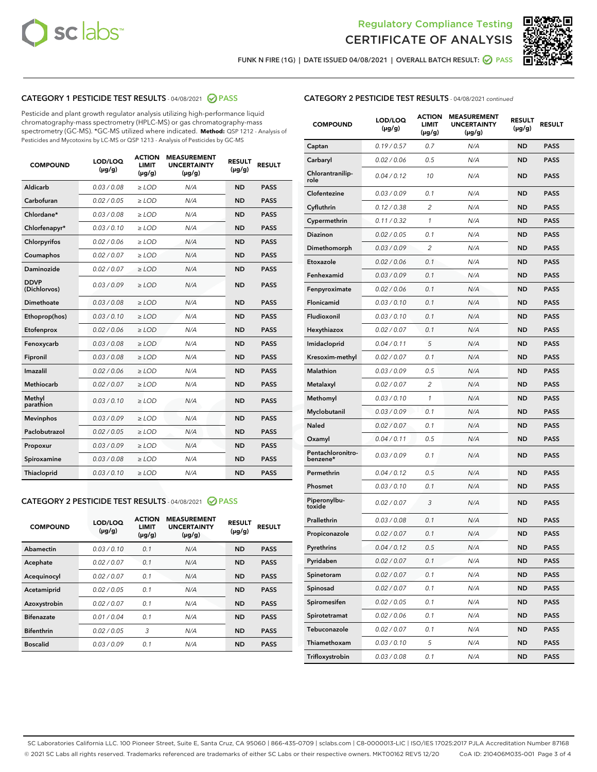Regulatory Compliance Testing
CERTIFICATE OF ANALYSIS

FUNK N FIRE (1G) | DATE ISSUED 04/08/2021 | OVERALL BATCH RESULT: PASS

## CATEGORY 1 PESTICIDE TEST RESULTS - 04/08/2021 PASS

Pesticide and plant growth regulator analysis utilizing high-performance liquid chromatography-mass spectrometry (HPLC-MS) or gas chromatography-mass spectrometry (GC-MS). *GC-MS utilized where indicated. **Method:** QSP 1212 - Analysis of Pesticides and Mycotoxins by LC-MS or QSP 1213 - Analysis of Pesticides by GC-MS

| COMPOUND | LOD/LOQ (µg/g) | ACTION LIMIT (µg/g) | MEASUREMENT UNCERTAINTY (µg/g) | RESULT (µg/g) | RESULT |
|---|---|---|---|---|---|
| Aldicarb | 0.03 / 0.08 | ≥ LOD | N/A | ND | PASS |
| Carbofuran | 0.02 / 0.05 | ≥ LOD | N/A | ND | PASS |
| Chlordane* | 0.03 / 0.08 | ≥ LOD | N/A | ND | PASS |
| Chlorfenapyr* | 0.03 / 0.10 | ≥ LOD | N/A | ND | PASS |
| Chlorpyrifos | 0.02 / 0.06 | ≥ LOD | N/A | ND | PASS |
| Coumaphos | 0.02 / 0.07 | ≥ LOD | N/A | ND | PASS |
| Daminozide | 0.02 / 0.07 | ≥ LOD | N/A | ND | PASS |
| DDVP (Dichlorvos) | 0.03 / 0.09 | ≥ LOD | N/A | ND | PASS |
| Dimethoate | 0.03 / 0.08 | ≥ LOD | N/A | ND | PASS |
| Ethoprop(hos) | 0.03 / 0.10 | ≥ LOD | N/A | ND | PASS |
| Etofenprox | 0.02 / 0.06 | ≥ LOD | N/A | ND | PASS |
| Fenoxycarb | 0.03 / 0.08 | ≥ LOD | N/A | ND | PASS |
| Fipronil | 0.03 / 0.08 | ≥ LOD | N/A | ND | PASS |
| Imazalil | 0.02 / 0.06 | ≥ LOD | N/A | ND | PASS |
| Methiocarb | 0.02 / 0.07 | ≥ LOD | N/A | ND | PASS |
| Methyl parathion | 0.03 / 0.10 | ≥ LOD | N/A | ND | PASS |
| Mevinphos | 0.03 / 0.09 | ≥ LOD | N/A | ND | PASS |
| Paclobutrazol | 0.02 / 0.05 | ≥ LOD | N/A | ND | PASS |
| Propoxur | 0.03 / 0.09 | ≥ LOD | N/A | ND | PASS |
| Spiroxamine | 0.03 / 0.08 | ≥ LOD | N/A | ND | PASS |
| Thiacloprid | 0.03 / 0.10 | ≥ LOD | N/A | ND | PASS |

## CATEGORY 2 PESTICIDE TEST RESULTS - 04/08/2021 PASS

| COMPOUND | LOD/LOQ (µg/g) | ACTION LIMIT (µg/g) | MEASUREMENT UNCERTAINTY (µg/g) | RESULT (µg/g) | RESULT |
|---|---|---|---|---|---|
| Abamectin | 0.03 / 0.10 | 0.1 | N/A | ND | PASS |
| Acephate | 0.02 / 0.07 | 0.1 | N/A | ND | PASS |
| Acequinocyl | 0.02 / 0.07 | 0.1 | N/A | ND | PASS |
| Acetamiprid | 0.02 / 0.05 | 0.1 | N/A | ND | PASS |
| Azoxystrobin | 0.02 / 0.07 | 0.1 | N/A | ND | PASS |
| Bifenazate | 0.01 / 0.04 | 0.1 | N/A | ND | PASS |
| Bifenthrin | 0.02 / 0.05 | 3 | N/A | ND | PASS |
| Boscalid | 0.03 / 0.09 | 0.1 | N/A | ND | PASS |
| Captan | 0.19 / 0.57 | 0.7 | N/A | ND | PASS |
| Carbaryl | 0.02 / 0.06 | 0.5 | N/A | ND | PASS |
| Chlorantraniliprole | 0.04 / 0.12 | 10 | N/A | ND | PASS |
| Clofentezine | 0.03 / 0.09 | 0.1 | N/A | ND | PASS |
| Cyfluthrin | 0.12 / 0.38 | 2 | N/A | ND | PASS |
| Cypermethrin | 0.11 / 0.32 | 1 | N/A | ND | PASS |
| Diazinon | 0.02 / 0.05 | 0.1 | N/A | ND | PASS |
| Dimethomorph | 0.03 / 0.09 | 2 | N/A | ND | PASS |
| Etoxazole | 0.02 / 0.06 | 0.1 | N/A | ND | PASS |
| Fenhexamid | 0.03 / 0.09 | 0.1 | N/A | ND | PASS |
| Fenpyroximate | 0.02 / 0.06 | 0.1 | N/A | ND | PASS |
| Flonicamid | 0.03 / 0.10 | 0.1 | N/A | ND | PASS |
| Fludioxonil | 0.03 / 0.10 | 0.1 | N/A | ND | PASS |
| Hexythiazox | 0.02 / 0.07 | 0.1 | N/A | ND | PASS |
| Imidacloprid | 0.04 / 0.11 | 5 | N/A | ND | PASS |
| Kresoxim-methyl | 0.02 / 0.07 | 0.1 | N/A | ND | PASS |
| Malathion | 0.03 / 0.09 | 0.5 | N/A | ND | PASS |
| Metalaxyl | 0.02 / 0.07 | 2 | N/A | ND | PASS |
| Methomyl | 0.03 / 0.10 | 1 | N/A | ND | PASS |
| Myclobutanil | 0.03 / 0.09 | 0.1 | N/A | ND | PASS |
| Naled | 0.02 / 0.07 | 0.1 | N/A | ND | PASS |
| Oxamyl | 0.04 / 0.11 | 0.5 | N/A | ND | PASS |
| Pentachloronitrobenzene* | 0.03 / 0.09 | 0.1 | N/A | ND | PASS |
| Permethrin | 0.04 / 0.12 | 0.5 | N/A | ND | PASS |
| Phosmet | 0.03 / 0.10 | 0.1 | N/A | ND | PASS |
| Piperonylbutoxide | 0.02 / 0.07 | 3 | N/A | ND | PASS |
| Prallethrin | 0.03 / 0.08 | 0.1 | N/A | ND | PASS |
| Propiconazole | 0.02 / 0.07 | 0.1 | N/A | ND | PASS |
| Pyrethrins | 0.04 / 0.12 | 0.5 | N/A | ND | PASS |
| Pyridaben | 0.02 / 0.07 | 0.1 | N/A | ND | PASS |
| Spinetoram | 0.02 / 0.07 | 0.1 | N/A | ND | PASS |
| Spinosad | 0.02 / 0.07 | 0.1 | N/A | ND | PASS |
| Spiromesifen | 0.02 / 0.05 | 0.1 | N/A | ND | PASS |
| Spirotetramat | 0.02 / 0.06 | 0.1 | N/A | ND | PASS |
| Tebuconazole | 0.02 / 0.07 | 0.1 | N/A | ND | PASS |
| Thiamethoxam | 0.03 / 0.10 | 5 | N/A | ND | PASS |
| Trifloxystrobin | 0.03 / 0.08 | 0.1 | N/A | ND | PASS |

SC Laboratories California LLC. 100 Pioneer Street, Suite E, Santa Cruz, CA 95060 | 866-435-0709 | sclabs.com | C8-0000013-LIC | ISO/IES 17025:2017 PJLA Accreditation Number 87168
© 2021 SC Labs all rights reserved. Trademarks referenced are trademarks of either SC Labs or their respective owners. MKT00162 REV5 12/20 CoA ID: 210406M035-001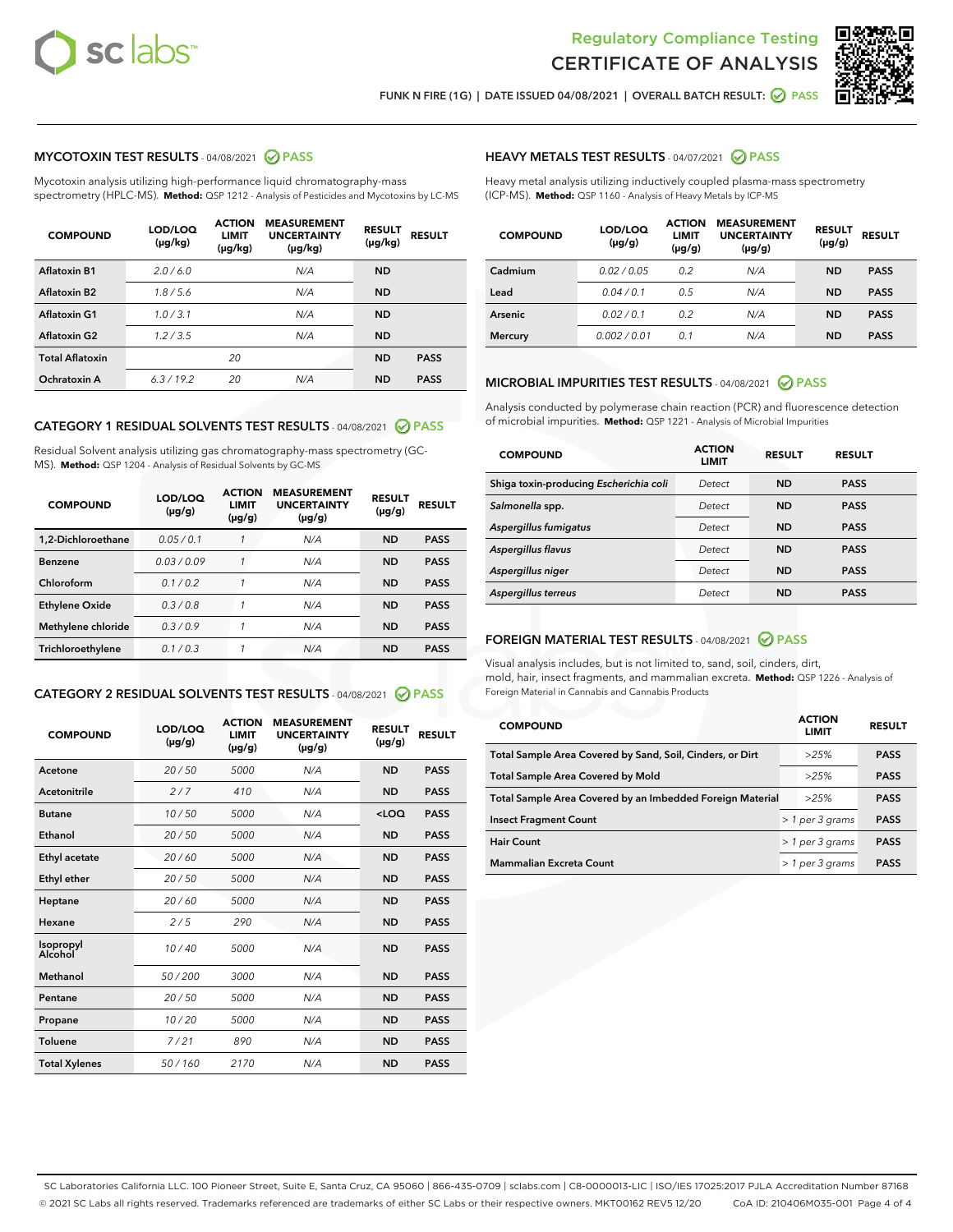Regulatory Compliance Testing
# CERTIFICATE OF ANALYSIS

FUNK N FIRE (1G) | DATE ISSUED 04/08/2021 | OVERALL BATCH RESULT: PASS

## MYCOTOXIN TEST RESULTS - 04/08/2021 PASS

Mycotoxin analysis utilizing high-performance liquid chromatography-mass spectrometry (HPLC-MS). **Method:** QSP 1212 - Analysis of Pesticides and Mycotoxins by LC-MS

| COMPOUND | LOD/LOQ (μg/kg) | ACTION LIMIT (μg/kg) | MEASUREMENT UNCERTAINTY (μg/kg) | RESULT (μg/kg) | RESULT |
|---|---|---|---|---|---|
| Aflatoxin B1 | 2.0 / 6.0 | | N/A | ND | |
| Aflatoxin B2 | 1.8 / 5.6 | | N/A | ND | |
| Aflatoxin G1 | 1.0 / 3.1 | | N/A | ND | |
| Aflatoxin G2 | 1.2 / 3.5 | | N/A | ND | |
| Total Aflatoxin | | 20 | | ND | PASS |
| Ochratoxin A | 6.3 / 19.2 | 20 | N/A | ND | PASS |

## CATEGORY 1 RESIDUAL SOLVENTS TEST RESULTS - 04/08/2021 PASS

Residual Solvent analysis utilizing gas chromatography-mass spectrometry (GC-MS). **Method:** QSP 1204 - Analysis of Residual Solvents by GC-MS

| COMPOUND | LOD/LOQ (μg/g) | ACTION LIMIT (μg/g) | MEASUREMENT UNCERTAINTY (μg/g) | RESULT (μg/g) | RESULT |
|---|---|---|---|---|---|
| 1,2-Dichloroethane | 0.05 / 0.1 | 1 | N/A | ND | PASS |
| Benzene | 0.03 / 0.09 | 1 | N/A | ND | PASS |
| Chloroform | 0.1 / 0.2 | 1 | N/A | ND | PASS |
| Ethylene Oxide | 0.3 / 0.8 | 1 | N/A | ND | PASS |
| Methylene chloride | 0.3 / 0.9 | 1 | N/A | ND | PASS |
| Trichloroethylene | 0.1 / 0.3 | 1 | N/A | ND | PASS |

## CATEGORY 2 RESIDUAL SOLVENTS TEST RESULTS - 04/08/2021 PASS

| COMPOUND | LOD/LOQ (μg/g) | ACTION LIMIT (μg/g) | MEASUREMENT UNCERTAINTY (μg/g) | RESULT (μg/g) | RESULT |
|---|---|---|---|---|---|
| Acetone | 20 / 50 | 5000 | N/A | ND | PASS |
| Acetonitrile | 2 / 7 | 410 | N/A | ND | PASS |
| Butane | 10 / 50 | 5000 | N/A | <LOQ | PASS |
| Ethanol | 20 / 50 | 5000 | N/A | ND | PASS |
| Ethyl acetate | 20 / 60 | 5000 | N/A | ND | PASS |
| Ethyl ether | 20 / 50 | 5000 | N/A | ND | PASS |
| Heptane | 20 / 60 | 5000 | N/A | ND | PASS |
| Hexane | 2 / 5 | 290 | N/A | ND | PASS |
| Isopropyl Alcohol | 10 / 40 | 5000 | N/A | ND | PASS |
| Methanol | 50 / 200 | 3000 | N/A | ND | PASS |
| Pentane | 20 / 50 | 5000 | N/A | ND | PASS |
| Propane | 10 / 20 | 5000 | N/A | ND | PASS |
| Toluene | 7 / 21 | 890 | N/A | ND | PASS |
| Total Xylenes | 50 / 160 | 2170 | N/A | ND | PASS |

## HEAVY METALS TEST RESULTS - 04/07/2021 PASS

Heavy metal analysis utilizing inductively coupled plasma-mass spectrometry (ICP-MS). **Method:** QSP 1160 - Analysis of Heavy Metals by ICP-MS

| COMPOUND | LOD/LOQ (μg/g) | ACTION LIMIT (μg/g) | MEASUREMENT UNCERTAINTY (μg/g) | RESULT (μg/g) | RESULT |
|---|---|---|---|---|---|
| Cadmium | 0.02 / 0.05 | 0.2 | N/A | ND | PASS |
| Lead | 0.04 / 0.1 | 0.5 | N/A | ND | PASS |
| Arsenic | 0.02 / 0.1 | 0.2 | N/A | ND | PASS |
| Mercury | 0.002 / 0.01 | 0.1 | N/A | ND | PASS |

## MICROBIAL IMPURITIES TEST RESULTS - 04/08/2021 PASS

Analysis conducted by polymerase chain reaction (PCR) and fluorescence detection of microbial impurities. **Method:** QSP 1221 - Analysis of Microbial Impurities

| COMPOUND | ACTION LIMIT | RESULT | RESULT |
|---|---|---|---|
| *Shiga toxin-producing Escherichia coli* | Detect | ND | PASS |
| *Salmonella* spp. | Detect | ND | PASS |
| *Aspergillus fumigatus* | Detect | ND | PASS |
| *Aspergillus flavus* | Detect | ND | PASS |
| *Aspergillus niger* | Detect | ND | PASS |
| *Aspergillus terreus* | Detect | ND | PASS |

## FOREIGN MATERIAL TEST RESULTS - 04/08/2021 PASS

Visual analysis includes, but is not limited to, sand, soil, cinders, dirt, mold, hair, insect fragments, and mammalian excreta. **Method:** QSP 1226 - Analysis of Foreign Material in Cannabis and Cannabis Products

| COMPOUND | ACTION LIMIT | RESULT |
|---|---|---|
| Total Sample Area Covered by Sand, Soil, Cinders, or Dirt | >25% | PASS |
| Total Sample Area Covered by Mold | >25% | PASS |
| Total Sample Area Covered by an Imbedded Foreign Material | >25% | PASS |
| Insect Fragment Count | > 1 per 3 grams | PASS |
| Hair Count | > 1 per 3 grams | PASS |
| Mammalian Excreta Count | > 1 per 3 grams | PASS |

SC Laboratories California LLC. 100 Pioneer Street, Suite E, Santa Cruz, CA 95060 | 866-435-0709 | sclabs.com | C8-0000013-LIC | ISO/IES 17025:2017 PJLA Accreditation Number 87168
© 2021 SC Labs all rights reserved. Trademarks referenced are trademarks of either SC Labs or their respective owners. MKT00162 REV5 12/20 CoA ID: 210406M035-001